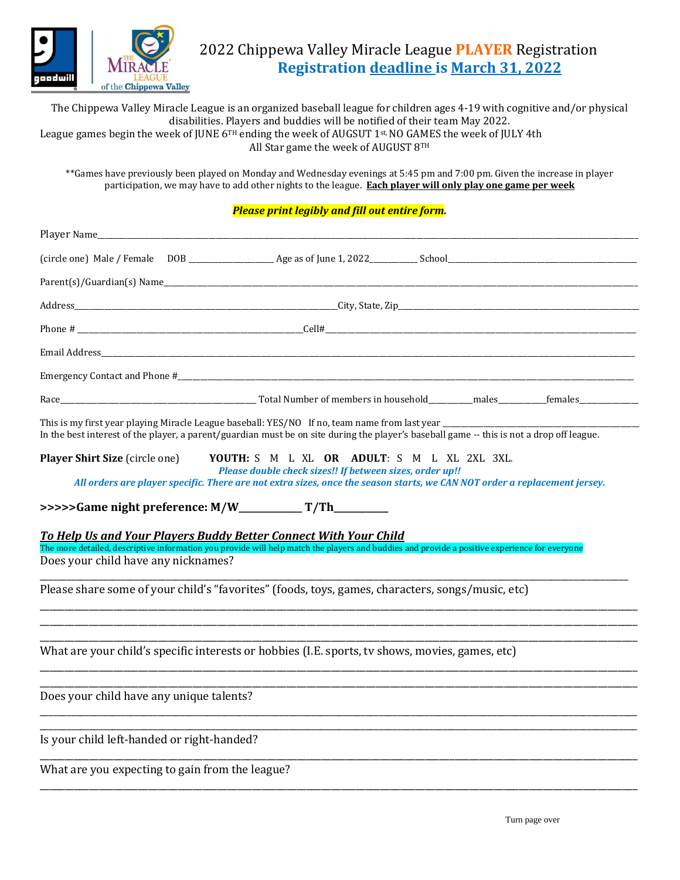# 2022 Chippewa Valley Miracle League **PLAYER** Registration

## **Registration deadline is March 31, 2022**

The Chippewa Valley Miracle League is an organized baseball league for children ages 4-19 with cognitive and/or physical disabilities. Players and buddies will be notified of their team May 2022.
League games begin the week of JUNE 6TH ending the week of AUGSUT 1st. NO GAMES the week of JULY 4th
All Star game the week of AUGUST 8TH

**Games have previously been played on Monday and Wednesday evenings at 5:45 pm and 7:00 pm. Given the increase in player participation, we may have to add other nights to the league. **Each player will only play one game per week**

***Please print legibly and fill out entire form.***

Player Name______________________________________________

(circle one) Male / Female DOB ____________ Age as of June 1, 2022________ School______________________

Parent(s)/Guardian(s) Name______________________________________________

Address______________________________City, State, Zip______________________________

Phone # ______________________________Cell#______________________________

Email Address______________________________________________

Emergency Contact and Phone #______________________________________________

Race______________________ Total Number of members in household________males________females________

This is my first year playing Miracle League baseball: YES/NO If no, team name from last year ______________________
In the best interest of the player, a parent/guardian must be on site during the player's baseball game -- this is not a drop off league.

**Player Shirt Size** (circle one) **YOUTH:** S M L XL **OR ADULT**: S M L XL 2XL 3XL.

***Please double check sizes!! If between sizes, order up!!***
***All orders are player specific. There are not extra sizes, once the season starts, we CAN NOT order a replacement jersey.***

**>>>>>Game night preference: M/W__________ T/Th__________**

***To Help Us and Your Players Buddy Better Connect With Your Child***

The more detailed, descriptive information you provide will help match the players and buddies and provide a positive experience for everyone

Does your child have any nicknames?

______________________________________________

Please share some of your child's "favorites" (foods, toys, games, characters, songs/music, etc)

______________________________________________

______________________________________________

______________________________________________

What are your child's specific interests or hobbies (I.E. sports, tv shows, movies, games, etc)

______________________________________________

______________________________________________

Does your child have any unique talents?

______________________________________________

______________________________________________

Is your child left-handed or right-handed?

______________________________________________

What are you expecting to gain from the league?

______________________________________________

Turn page over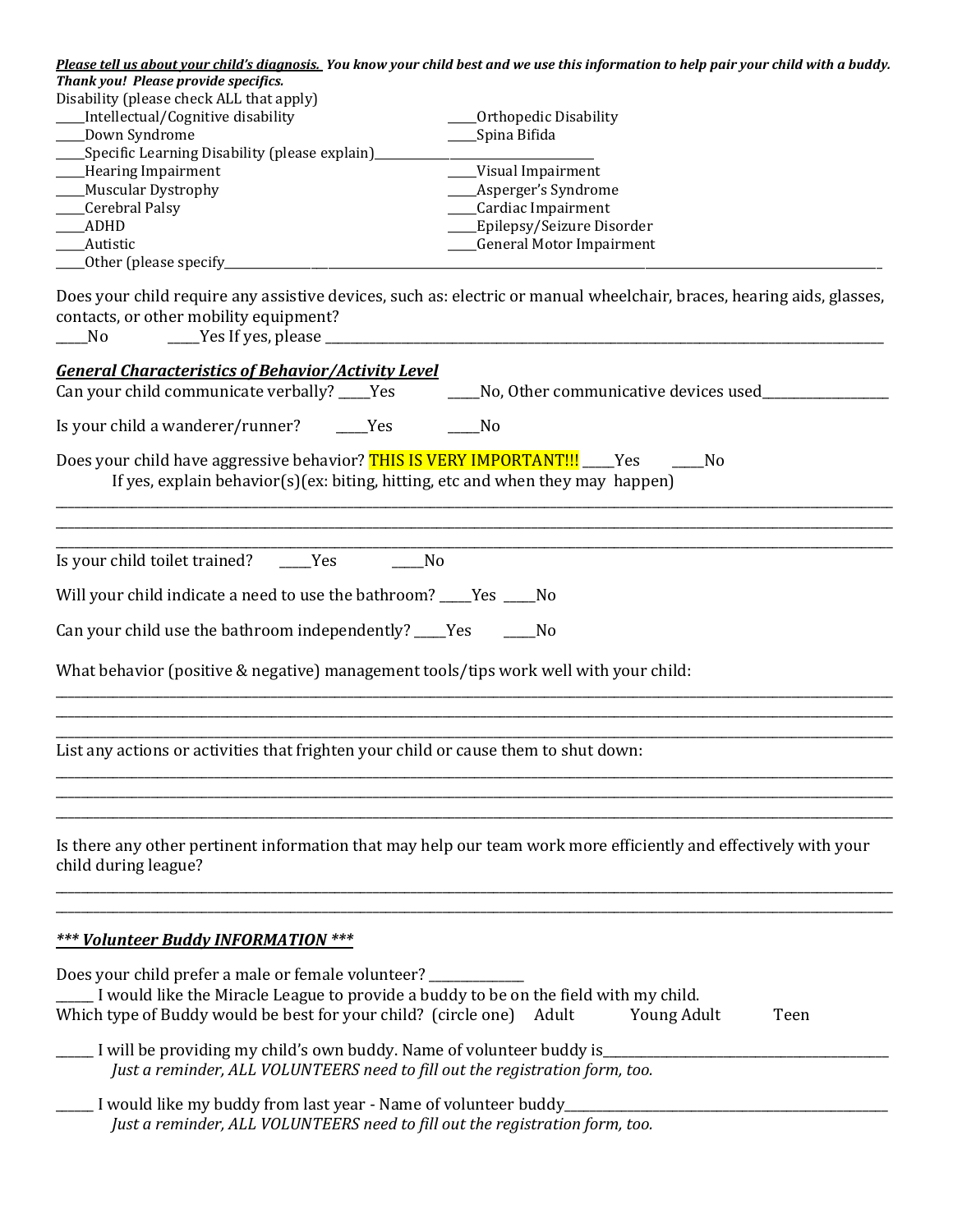***Please tell us about your child's diagnosis.*** ***You know your child best and we use this information to help pair your child with a buddy. Thank you! Please provide specifics.***

Disability (please check ALL that apply)

| | |
|---|---|
| _____Intellectual/Cognitive disability | _____Orthopedic Disability |
| _____Down Syndrome | _____Spina Bifida |
| _____Specific Learning Disability (please explain)_____________________________________ | |
| _____Hearing Impairment | _____Visual Impairment |
| _____Muscular Dystrophy | _____Asperger's Syndrome |
| _____Cerebral Palsy | _____Cardiac Impairment |
| _____ADHD | _____Epilepsy/Seizure Disorder |
| _____Autistic | _____General Motor Impairment |

_____Other (please specify_____________________________________________________________________________________

Does your child require any assistive devices, such as: electric or manual wheelchair, braces, hearing aids, glasses, contacts, or other mobility equipment?

_____No     _____Yes If yes, please _____________________________________________________________________

***General Characteristics of Behavior/Activity Level***

Can your child communicate verbally? _____Yes     _____No, Other communicative devices used__________________

Is your child a wanderer/runner?     _____Yes     _____No

Does your child have aggressive behavior? THIS IS VERY IMPORTANT!!! _____Yes     _____No

If yes, explain behavior(s)(ex: biting, hitting, etc and when they may happen)

_____________________________________________________________________________________________________

_____________________________________________________________________________________________________

_____________________________________________________________________________________________________

Is your child toilet trained?     _____Yes     _____No

Will your child indicate a need to use the bathroom? _____Yes _____No

Can your child use the bathroom independently? _____Yes     _____No

What behavior (positive & negative) management tools/tips work well with your child:

_____________________________________________________________________________________________________

_____________________________________________________________________________________________________

_____________________________________________________________________________________________________

List any actions or activities that frighten your child or cause them to shut down:

_____________________________________________________________________________________________________

_____________________________________________________________________________________________________

_____________________________________________________________________________________________________

Is there any other pertinent information that may help our team work more efficiently and effectively with your child during league?

_____________________________________________________________________________________________________

_____________________________________________________________________________________________________

***\*\*\* Volunteer Buddy INFORMATION \*\*\****

Does your child prefer a male or female volunteer? ______________

______ I would like the Miracle League to provide a buddy to be on the field with my child.

Which type of Buddy would be best for your child? (circle one)     Adult     Young Adult     Teen

______ I will be providing my child's own buddy. Name of volunteer buddy is_____________________________________

*Just a reminder, ALL VOLUNTEERS need to fill out the registration form, too.*

______ I would like my buddy from last year - Name of volunteer buddy_________________________________________

*Just a reminder, ALL VOLUNTEERS need to fill out the registration form, too.*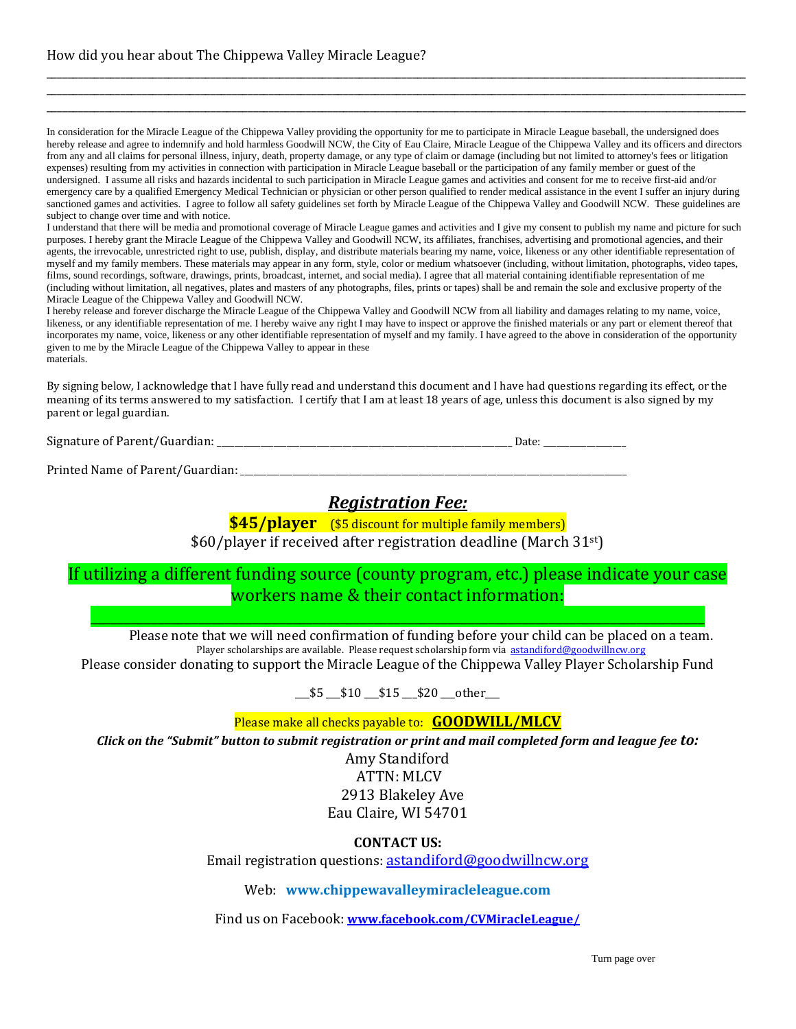How did you hear about The Chippewa Valley Miracle League?

_______________________________________________________________________________________________________________
_______________________________________________________________________________________________________________
_______________________________________________________________________________________________________________

In consideration for the Miracle League of the Chippewa Valley providing the opportunity for me to participate in Miracle League baseball, the undersigned does hereby release and agree to indemnify and hold harmless Goodwill NCW, the City of Eau Claire, Miracle League of the Chippewa Valley and its officers and directors from any and all claims for personal illness, injury, death, property damage, or any type of claim or damage (including but not limited to attorney's fees or litigation expenses) resulting from my activities in connection with participation in Miracle League baseball or the participation of any family member or guest of the undersigned. I assume all risks and hazards incidental to such participation in Miracle League games and activities and consent for me to receive first-aid and/or emergency care by a qualified Emergency Medical Technician or physician or other person qualified to render medical assistance in the event I suffer an injury during sanctioned games and activities. I agree to follow all safety guidelines set forth by Miracle League of the Chippewa Valley and Goodwill NCW. These guidelines are subject to change over time and with notice.

I understand that there will be media and promotional coverage of Miracle League games and activities and I give my consent to publish my name and picture for such purposes. I hereby grant the Miracle League of the Chippewa Valley and Goodwill NCW, its affiliates, franchises, advertising and promotional agencies, and their agents, the irrevocable, unrestricted right to use, publish, display, and distribute materials bearing my name, voice, likeness or any other identifiable representation of myself and my family members. These materials may appear in any form, style, color or medium whatsoever (including, without limitation, photographs, video tapes, films, sound recordings, software, drawings, prints, broadcast, internet, and social media). I agree that all material containing identifiable representation of me (including without limitation, all negatives, plates and masters of any photographs, files, prints or tapes) shall be and remain the sole and exclusive property of the Miracle League of the Chippewa Valley and Goodwill NCW.

I hereby release and forever discharge the Miracle League of the Chippewa Valley and Goodwill NCW from all liability and damages relating to my name, voice, likeness, or any identifiable representation of me. I hereby waive any right I may have to inspect or approve the finished materials or any part or element thereof that incorporates my name, voice, likeness or any other identifiable representation of myself and my family. I have agreed to the above in consideration of the opportunity given to me by the Miracle League of the Chippewa Valley to appear in these materials.

By signing below, I acknowledge that I have fully read and understand this document and I have had questions regarding its effect, or the meaning of its terms answered to my satisfaction. I certify that I am at least 18 years of age, unless this document is also signed by my parent or legal guardian.

Signature of Parent/Guardian: ______________________________________________ Date: ______________

Printed Name of Parent/Guardian: ______________________________________________________________

## ***Registration Fee:***

**$45/player** ($5 discount for multiple family members)

$60/player if received after registration deadline (March 31st)

If utilizing a different funding source (county program, etc.) please indicate your case workers name & their contact information:

_______________________________________________________________________________

Please note that we will need confirmation of funding before your child can be placed on a team.

Player scholarships are available. Please request scholarship form via astandiford@goodwillncw.org

Please consider donating to support the Miracle League of the Chippewa Valley Player Scholarship Fund

___$5 ___$10 ___$15 ___$20 ___other___

Please make all checks payable to: **GOODWILL/MLCV**

***Click on the "Submit" button to submit registration or print and mail completed form and league fee to:***

Amy Standiford
ATTN: MLCV
2913 Blakeley Ave
Eau Claire, WI 54701

**CONTACT US:**

Email registration questions: astandiford@goodwillncw.org

Web: **www.chippewavalleymiracleleague.com**

Find us on Facebook: **www.facebook.com/CVMiracleLeague/**

Turn page over